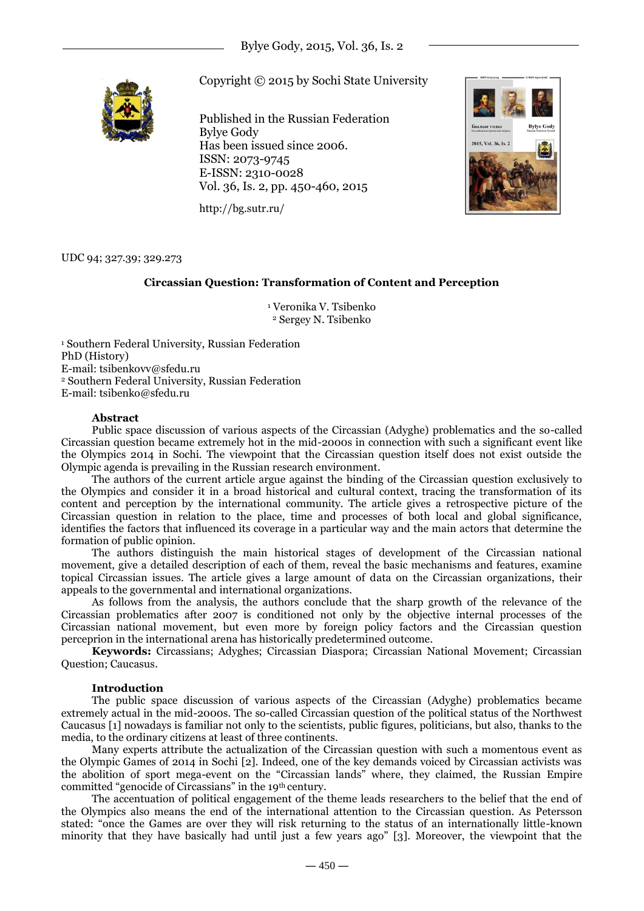Copyright © 2015 by Sochi State University

Published in the Russian Federation
Bylye Gody
Has been issued since 2006.
ISSN: 2073-9745
E-ISSN: 2310-0028
Vol. 36, Is. 2, pp. 450-460, 2015

http://bg.sutr.ru/

UDC 94; 327.39; 329.273

# Circassian Question: Transformation of Content and Perception

[1] Veronika V. Tsibenko
[2] Sergey N. Tsibenko

[1] Southern Federal University, Russian Federation
PhD (History)
E-mail: tsibenkovv@sfedu.ru
[2] Southern Federal University, Russian Federation
E-mail: tsibenko@sfedu.ru

## Abstract

Public space discussion of various aspects of the Circassian (Adyghe) problematics and the so-called Circassian question became extremely hot in the mid-2000s in connection with such a significant event like the Olympics 2014 in Sochi. The viewpoint that the Circassian question itself does not exist outside the Olympic agenda is prevailing in the Russian research environment.

The authors of the current article argue against the binding of the Circassian question exclusively to the Olympics and consider it in a broad historical and cultural context, tracing the transformation of its content and perception by the international community. The article gives a retrospective picture of the Circassian question in relation to the place, time and processes of both local and global significance, identifies the factors that influenced its coverage in a particular way and the main actors that determine the formation of public opinion.

The authors distinguish the main historical stages of development of the Circassian national movement, give a detailed description of each of them, reveal the basic mechanisms and features, examine topical Circassian issues. The article gives a large amount of data on the Circassian organizations, their appeals to the governmental and international organizations.

As follows from the analysis, the authors conclude that the sharp growth of the relevance of the Circassian problematics after 2007 is conditioned not only by the objective internal processes of the Circassian national movement, but even more by foreign policy factors and the Circassian question perceprion in the international arena has historically predetermined outcome.

**Keywords:** Circassians; Adyghes; Circassian Diaspora; Circassian National Movement; Circassian Question; Caucasus.

## Introduction

The public space discussion of various aspects of the Circassian (Adyghe) problematics became extremely actual in the mid-2000s. The so-called Circassian question of the political status of the Northwest Caucasus [1] nowadays is familiar not only to the scientists, public figures, politicians, but also, thanks to the media, to the ordinary citizens at least of three continents.

Many experts attribute the actualization of the Circassian question with such a momentous event as the Olympic Games of 2014 in Sochi [2]. Indeed, one of the key demands voiced by Circassian activists was the abolition of sport mega-event on the "Circassian lands" where, they claimed, the Russian Empire committed "genocide of Circassians" in the 19th century.

The accentuation of political engagement of the theme leads researchers to the belief that the end of the Olympics also means the end of the international attention to the Circassian question. As Petersson stated: "once the Games are over they will risk returning to the status of an internationally little-known minority that they have basically had until just a few years ago" [3]. Moreover, the viewpoint that the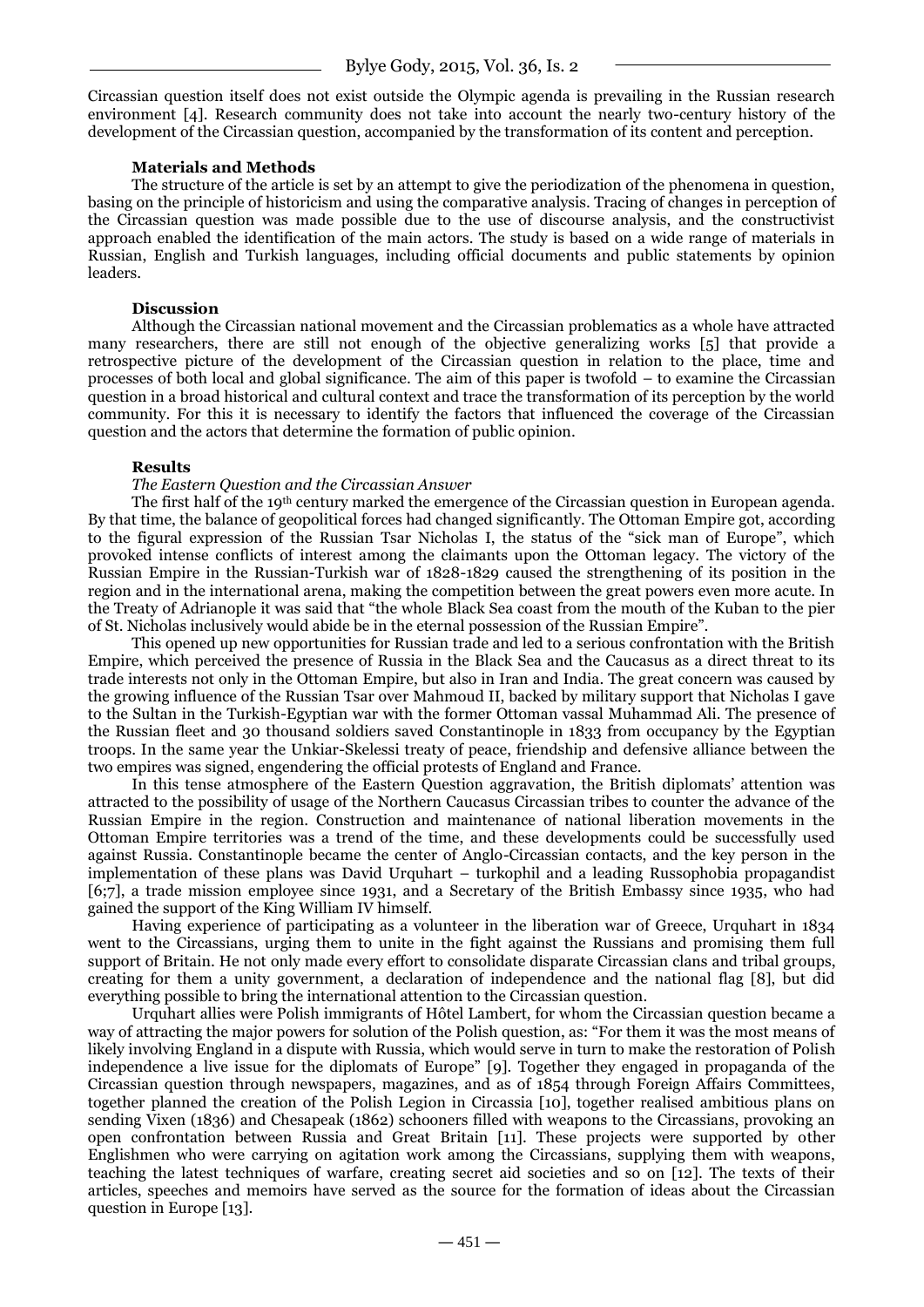Circassian question itself does not exist outside the Olympic agenda is prevailing in the Russian research environment [4]. Research community does not take into account the nearly two-century history of the development of the Circassian question, accompanied by the transformation of its content and perception.

**Materials and Methods**

The structure of the article is set by an attempt to give the periodization of the phenomena in question, basing on the principle of historicism and using the comparative analysis. Tracing of changes in perception of the Circassian question was made possible due to the use of discourse analysis, and the constructivist approach enabled the identification of the main actors. The study is based on a wide range of materials in Russian, English and Turkish languages, including official documents and public statements by opinion leaders.

**Discussion**

Although the Circassian national movement and the Circassian problematics as a whole have attracted many researchers, there are still not enough of the objective generalizing works [5] that provide a retrospective picture of the development of the Circassian question in relation to the place, time and processes of both local and global significance. The aim of this paper is twofold – to examine the Circassian question in a broad historical and cultural context and trace the transformation of its perception by the world community. For this it is necessary to identify the factors that influenced the coverage of the Circassian question and the actors that determine the formation of public opinion.

**Results**

*The Eastern Question and the Circassian Answer*

The first half of the 19th century marked the emergence of the Circassian question in European agenda. By that time, the balance of geopolitical forces had changed significantly. The Ottoman Empire got, according to the figural expression of the Russian Tsar Nicholas I, the status of the "sick man of Europe", which provoked intense conflicts of interest among the claimants upon the Ottoman legacy. The victory of the Russian Empire in the Russian-Turkish war of 1828-1829 caused the strengthening of its position in the region and in the international arena, making the competition between the great powers even more acute. In the Treaty of Adrianople it was said that "the whole Black Sea coast from the mouth of the Kuban to the pier of St. Nicholas inclusively would abide be in the eternal possession of the Russian Empire".

This opened up new opportunities for Russian trade and led to a serious confrontation with the British Empire, which perceived the presence of Russia in the Black Sea and the Caucasus as a direct threat to its trade interests not only in the Ottoman Empire, but also in Iran and India. The great concern was caused by the growing influence of the Russian Tsar over Mahmoud II, backed by military support that Nicholas I gave to the Sultan in the Turkish-Egyptian war with the former Ottoman vassal Muhammad Ali. The presence of the Russian fleet and 30 thousand soldiers saved Constantinople in 1833 from occupancy by the Egyptian troops. In the same year the Unkiar-Skelessi treaty of peace, friendship and defensive alliance between the two empires was signed, engendering the official protests of England and France.

In this tense atmosphere of the Eastern Question aggravation, the British diplomats' attention was attracted to the possibility of usage of the Northern Caucasus Circassian tribes to counter the advance of the Russian Empire in the region. Construction and maintenance of national liberation movements in the Ottoman Empire territories was a trend of the time, and these developments could be successfully used against Russia. Constantinople became the center of Anglo-Circassian contacts, and the key person in the implementation of these plans was David Urquhart – turkophil and a leading Russophobia propagandist [6;7], a trade mission employee since 1931, and a Secretary of the British Embassy since 1935, who had gained the support of the King William IV himself.

Having experience of participating as a volunteer in the liberation war of Greece, Urquhart in 1834 went to the Circassians, urging them to unite in the fight against the Russians and promising them full support of Britain. He not only made every effort to consolidate disparate Circassian clans and tribal groups, creating for them a unity government, a declaration of independence and the national flag [8], but did everything possible to bring the international attention to the Circassian question.

Urquhart allies were Polish immigrants of Hôtel Lambert, for whom the Circassian question became a way of attracting the major powers for solution of the Polish question, as: "For them it was the most means of likely involving England in a dispute with Russia, which would serve in turn to make the restoration of Polish independence a live issue for the diplomats of Europe" [9]. Together they engaged in propaganda of the Circassian question through newspapers, magazines, and as of 1854 through Foreign Affairs Committees, together planned the creation of the Polish Legion in Circassia [10], together realised ambitious plans on sending Vixen (1836) and Chesapeak (1862) schooners filled with weapons to the Circassians, provoking an open confrontation between Russia and Great Britain [11]. These projects were supported by other Englishmen who were carrying on agitation work among the Circassians, supplying them with weapons, teaching the latest techniques of warfare, creating secret aid societies and so on [12]. The texts of their articles, speeches and memoirs have served as the source for the formation of ideas about the Circassian question in Europe [13].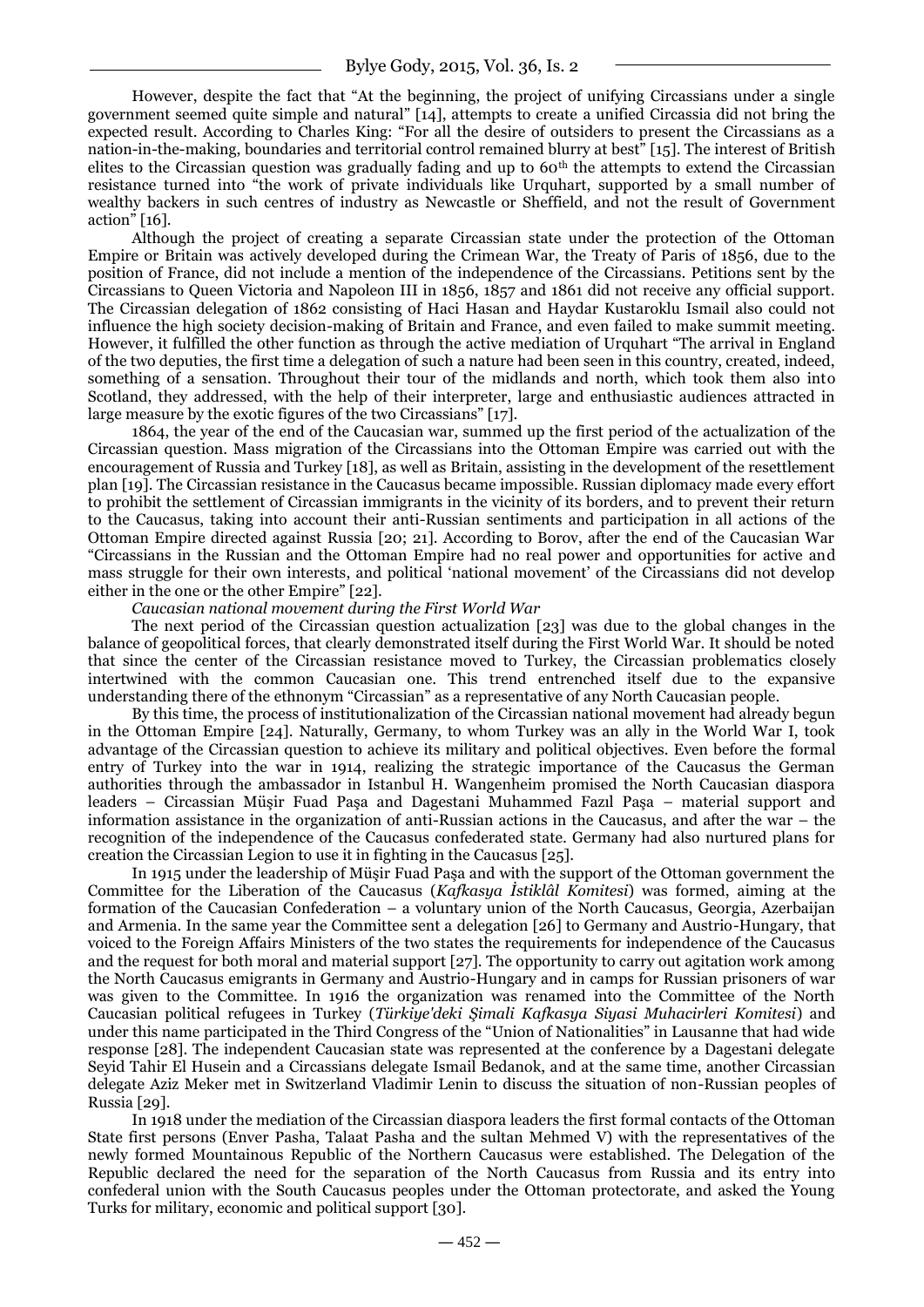However, despite the fact that "At the beginning, the project of unifying Circassians under a single government seemed quite simple and natural" [14], attempts to create a unified Circassia did not bring the expected result. According to Charles King: "For all the desire of outsiders to present the Circassians as a nation-in-the-making, boundaries and territorial control remained blurry at best" [15]. The interest of British elites to the Circassian question was gradually fading and up to 60th the attempts to extend the Circassian resistance turned into "the work of private individuals like Urquhart, supported by a small number of wealthy backers in such centres of industry as Newcastle or Sheffield, and not the result of Government action" [16].

Although the project of creating a separate Circassian state under the protection of the Ottoman Empire or Britain was actively developed during the Crimean War, the Treaty of Paris of 1856, due to the position of France, did not include a mention of the independence of the Circassians. Petitions sent by the Circassians to Queen Victoria and Napoleon III in 1856, 1857 and 1861 did not receive any official support. The Circassian delegation of 1862 consisting of Haci Hasan and Haydar Kustaroklu Ismail also could not influence the high society decision-making of Britain and France, and even failed to make summit meeting. However, it fulfilled the other function as through the active mediation of Urquhart "The arrival in England of the two deputies, the first time a delegation of such a nature had been seen in this country, created, indeed, something of a sensation. Throughout their tour of the midlands and north, which took them also into Scotland, they addressed, with the help of their interpreter, large and enthusiastic audiences attracted in large measure by the exotic figures of the two Circassians" [17].

1864, the year of the end of the Caucasian war, summed up the first period of the actualization of the Circassian question. Mass migration of the Circassians into the Ottoman Empire was carried out with the encouragement of Russia and Turkey [18], as well as Britain, assisting in the development of the resettlement plan [19]. The Circassian resistance in the Caucasus became impossible. Russian diplomacy made every effort to prohibit the settlement of Circassian immigrants in the vicinity of its borders, and to prevent their return to the Caucasus, taking into account their anti-Russian sentiments and participation in all actions of the Ottoman Empire directed against Russia [20; 21]. According to Borov, after the end of the Caucasian War "Circassians in the Russian and the Ottoman Empire had no real power and opportunities for active and mass struggle for their own interests, and political 'national movement' of the Circassians did not develop either in the one or the other Empire" [22].

*Caucasian national movement during the First World War*

The next period of the Circassian question actualization [23] was due to the global changes in the balance of geopolitical forces, that clearly demonstrated itself during the First World War. It should be noted that since the center of the Circassian resistance moved to Turkey, the Circassian problematics closely intertwined with the common Caucasian one. This trend entrenched itself due to the expansive understanding there of the ethnonym "Circassian" as a representative of any North Caucasian people.

By this time, the process of institutionalization of the Circassian national movement had already begun in the Ottoman Empire [24]. Naturally, Germany, to whom Turkey was an ally in the World War I, took advantage of the Circassian question to achieve its military and political objectives. Even before the formal entry of Turkey into the war in 1914, realizing the strategic importance of the Caucasus the German authorities through the ambassador in Istanbul H. Wangenheim promised the North Caucasian diaspora leaders – Circassian Müşir Fuad Paşa and Dagestani Muhammed Fazıl Paşa – material support and information assistance in the organization of anti-Russian actions in the Caucasus, and after the war – the recognition of the independence of the Caucasus confederated state. Germany had also nurtured plans for creation the Circassian Legion to use it in fighting in the Caucasus [25].

In 1915 under the leadership of Müşir Fuad Paşa and with the support of the Ottoman government the Committee for the Liberation of the Caucasus (*Kafkasya İstiklâl Komitesi*) was formed, aiming at the formation of the Caucasian Confederation – a voluntary union of the North Caucasus, Georgia, Azerbaijan and Armenia. In the same year the Committee sent a delegation [26] to Germany and Austrio-Hungary, that voiced to the Foreign Affairs Ministers of the two states the requirements for independence of the Caucasus and the request for both moral and material support [27]. The opportunity to carry out agitation work among the North Caucasus emigrants in Germany and Austrio-Hungary and in camps for Russian prisoners of war was given to the Committee. In 1916 the organization was renamed into the Committee of the North Caucasian political refugees in Turkey (*Türkiye'deki Şimali Kafkasya Siyasi Muhacirleri Komitesi*) and under this name participated in the Third Congress of the "Union of Nationalities" in Lausanne that had wide response [28]. The independent Caucasian state was represented at the conference by a Dagestani delegate Seyid Tahir El Husein and a Circassians delegate Ismail Bedanok, and at the same time, another Circassian delegate Aziz Meker met in Switzerland Vladimir Lenin to discuss the situation of non-Russian peoples of Russia [29].

In 1918 under the mediation of the Circassian diaspora leaders the first formal contacts of the Ottoman State first persons (Enver Pasha, Talaat Pasha and the sultan Mehmed V) with the representatives of the newly formed Mountainous Republic of the Northern Caucasus were established. The Delegation of the Republic declared the need for the separation of the North Caucasus from Russia and its entry into confederal union with the South Caucasus peoples under the Ottoman protectorate, and asked the Young Turks for military, economic and political support [30].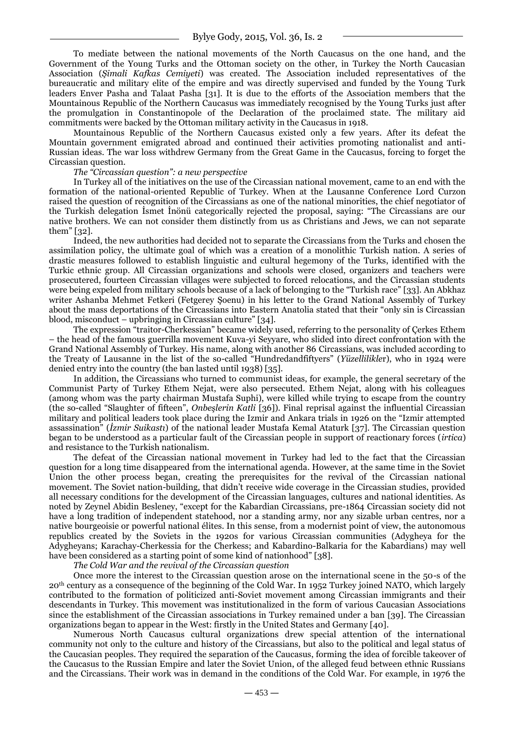To mediate between the national movements of the North Caucasus on the one hand, and the Government of the Young Turks and the Ottoman society on the other, in Turkey the North Caucasian Association (*Şimali Kafkas Cemiyeti*) was created. The Association included representatives of the bureaucratic and military elite of the empire and was directly supervised and funded by the Young Turk leaders Enver Pasha and Talaat Pasha [31]. It is due to the efforts of the Association members that the Mountainous Republic of the Northern Caucasus was immediately recognised by the Young Turks just after the promulgation in Constantinopole of the Declaration of the proclaimed state. The military aid commitments were backed by the Ottoman military activity in the Caucasus in 1918.

Mountainous Republic of the Northern Caucasus existed only a few years. After its defeat the Mountain government emigrated abroad and continued their activities promoting nationalist and anti-Russian ideas. The war loss withdrew Germany from the Great Game in the Caucasus, forcing to forget the Circassian question.

*The "Circassian question": a new perspective*

In Turkey all of the initiatives on the use of the Circassian national movement, came to an end with the formation of the national-oriented Republic of Turkey. When at the Lausanne Conference Lord Curzon raised the question of recognition of the Circassians as one of the national minorities, the chief negotiator of the Turkish delegation İsmet İnönü categorically rejected the proposal, saying: "The Circassians are our native brothers. We can not consider them distinctly from us as Christians and Jews, we can not separate them" [32].

Indeed, the new authorities had decided not to separate the Circassians from the Turks and chosen the assimilation policy, the ultimate goal of which was a creation of a monolithic Turkish nation. A series of drastic measures followed to establish linguistic and cultural hegemony of the Turks, identified with the Turkic ethnic group. All Circassian organizations and schools were closed, organizers and teachers were prosecutered, fourteen Circassian villages were subjected to forced relocations, and the Circassian students were being expeled from military schools because of a lack of belonging to the "Turkish race" [33]. An Abkhaz writer Ashanba Mehmet Fetkeri (Fetgerey Şoenu) in his letter to the Grand National Assembly of Turkey about the mass deportations of the Circassians into Eastern Anatolia stated that their "only sin is Circassian blood, misconduct – upbringing in Circassian culture" [34].

The expression "traitor-Cherkessian" became widely used, referring to the personality of Çerkes Ethem – the head of the famous guerrilla movement Kuva-yi Seyyare, who slided into direct confrontation with the Grand National Assembly of Turkey. His name, along with another 86 Circassians, was included according to the Treaty of Lausanne in the list of the so-called "Hundredandfiftyers" (*Yüzellilikle*r), who in 1924 were denied entry into the country (the ban lasted until 1938) [35].

In addition, the Circassians who turned to communist ideas, for example, the general secretary of the Communist Party of Turkey Ethem Nejat, were also persecuted. Ethem Nejat, along with his colleagues (among whom was the party chairman Mustafa Suphi), were killed while trying to escape from the country (the so-called "Slaughter of fifteen", *Onbeşlerin Katli* [36]). Final reprisal against the influential Circassian military and political leaders took place during the Izmir and Ankara trials in 1926 on the "Izmir attempted assassination" (*İzmir Suikastı*) of the national leader Mustafa Kemal Ataturk [37]. The Circassian question began to be understood as a particular fault of the Circassian people in support of reactionary forces (*irtica*) and resistance to the Turkish nationalism.

The defeat of the Circassian national movement in Turkey had led to the fact that the Circassian question for a long time disappeared from the international agenda. However, at the same time in the Soviet Union the other process began, creating the prerequisites for the revival of the Circassian national movement. The Soviet nation-building, that didn't receive wide coverage in the Circassian studies, provided all necessary conditions for the development of the Circassian languages, cultures and national identities. As noted by Zeynel Abidin Besleney, "except for the Kabardian Circassians, pre-1864 Circassian society did not have a long tradition of independent statehood, nor a standing army, nor any sizable urban centres, nor a native bourgeoisie or powerful national élites. In this sense, from a modernist point of view, the autonomous republics created by the Soviets in the 1920s for various Circassian communities (Adygheya for the Adygheyans; Karachay-Cherkessia for the Cherkess; and Kabardino-Balkaria for the Kabardians) may well have been considered as a starting point of some kind of nationhood" [38].

*The Cold War and the revival of the Circassian question*

Once more the interest to the Circassian question arose on the international scene in the 50-s of the 20th century as a consequence of the beginning of the Cold War. In 1952 Turkey joined NATO, which largely contributed to the formation of politicized anti-Soviet movement among Circassian immigrants and their descendants in Turkey. This movement was institutionalized in the form of various Caucasian Associations since the establishment of the Circassian associations in Turkey remained under a ban [39]. The Circassian organizations began to appear in the West: firstly in the United States and Germany [40].

Numerous North Caucasus cultural organizations drew special attention of the international community not only to the culture and history of the Circassians, but also to the political and legal status of the Caucasian peoples. They required the separation of the Caucasus, forming the idea of forcible takeover of the Caucasus to the Russian Empire and later the Soviet Union, of the alleged feud between ethnic Russians and the Circassians. Their work was in demand in the conditions of the Cold War. For example, in 1976 the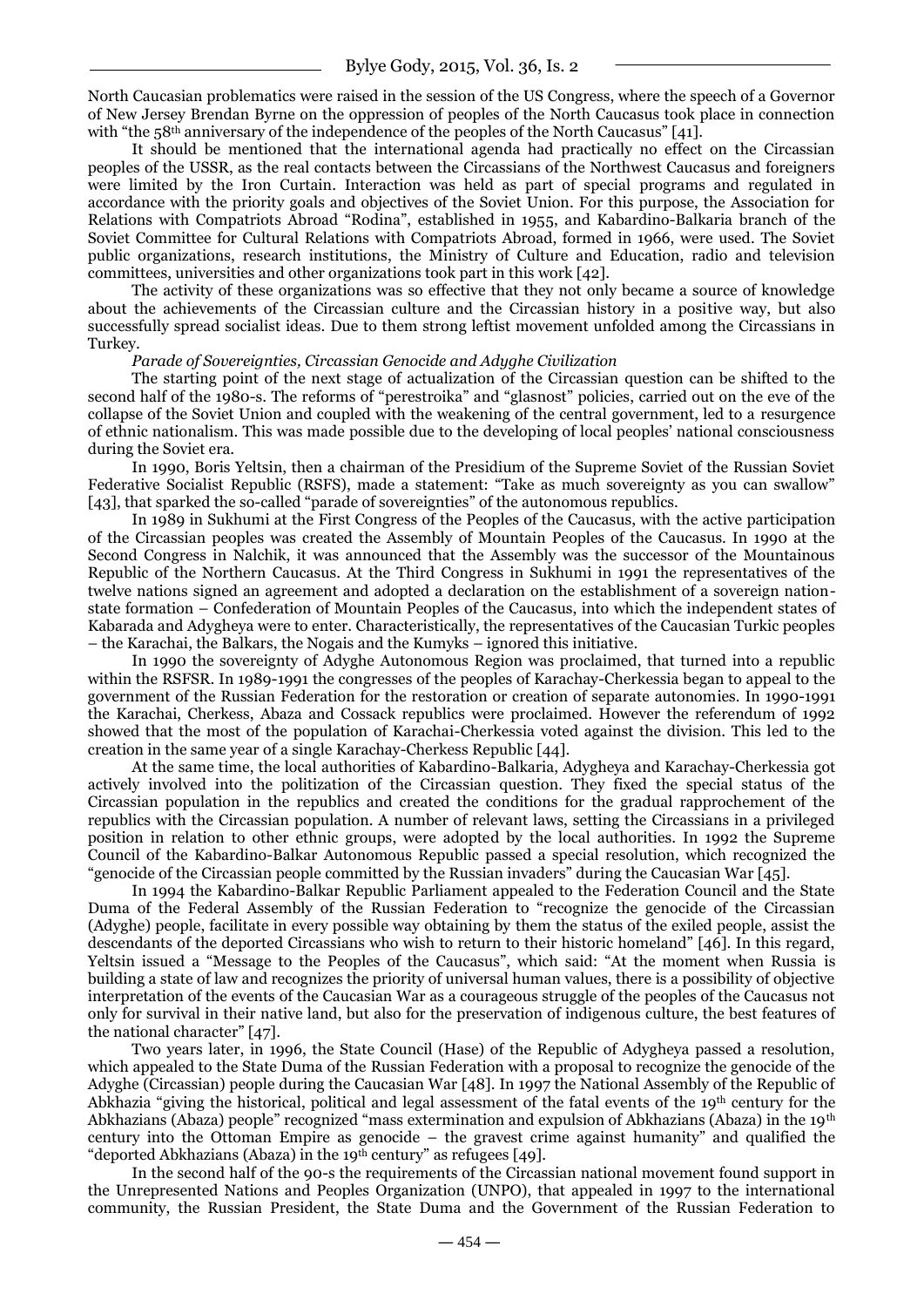North Caucasian problematics were raised in the session of the US Congress, where the speech of a Governor of New Jersey Brendan Byrne on the oppression of peoples of the North Caucasus took place in connection with "the 58th anniversary of the independence of the peoples of the North Caucasus" [41].

It should be mentioned that the international agenda had practically no effect on the Circassian peoples of the USSR, as the real contacts between the Circassians of the Northwest Caucasus and foreigners were limited by the Iron Curtain. Interaction was held as part of special programs and regulated in accordance with the priority goals and objectives of the Soviet Union. For this purpose, the Association for Relations with Compatriots Abroad "Rodina", established in 1955, and Kabardino-Balkaria branch of the Soviet Committee for Cultural Relations with Compatriots Abroad, formed in 1966, were used. The Soviet public organizations, research institutions, the Ministry of Culture and Education, radio and television committees, universities and other organizations took part in this work [42].

The activity of these organizations was so effective that they not only became a source of knowledge about the achievements of the Circassian culture and the Circassian history in a positive way, but also successfully spread socialist ideas. Due to them strong leftist movement unfolded among the Circassians in Turkey.

*Parade of Sovereignties, Circassian Genocide and Adyghe Civilization*

The starting point of the next stage of actualization of the Circassian question can be shifted to the second half of the 1980-s. The reforms of "perestroika" and "glasnost" policies, carried out on the eve of the collapse of the Soviet Union and coupled with the weakening of the central government, led to a resurgence of ethnic nationalism. This was made possible due to the developing of local peoples' national consciousness during the Soviet era.

In 1990, Boris Yeltsin, then a chairman of the Presidium of the Supreme Soviet of the Russian Soviet Federative Socialist Republic (RSFS), made a statement: "Take as much sovereignty as you can swallow" [43], that sparked the so-called "parade of sovereignties" of the autonomous republics.

In 1989 in Sukhumi at the First Congress of the Peoples of the Caucasus, with the active participation of the Circassian peoples was created the Assembly of Mountain Peoples of the Caucasus. In 1990 at the Second Congress in Nalchik, it was announced that the Assembly was the successor of the Mountainous Republic of the Northern Caucasus. At the Third Congress in Sukhumi in 1991 the representatives of the twelve nations signed an agreement and adopted a declaration on the establishment of a sovereign nation-state formation – Confederation of Mountain Peoples of the Caucasus, into which the independent states of Kabarada and Adygheya were to enter. Characteristically, the representatives of the Caucasian Turkic peoples – the Karachai, the Balkars, the Nogais and the Kumyks – ignored this initiative.

In 1990 the sovereignty of Adyghe Autonomous Region was proclaimed, that turned into a republic within the RSFSR. In 1989-1991 the congresses of the peoples of Karachay-Cherkessia began to appeal to the government of the Russian Federation for the restoration or creation of separate autonomies. In 1990-1991 the Karachai, Cherkess, Abaza and Cossack republics were proclaimed. However the referendum of 1992 showed that the most of the population of Karachai-Cherkessia voted against the division. This led to the creation in the same year of a single Karachay-Cherkess Republic [44].

At the same time, the local authorities of Kabardino-Balkaria, Adygheya and Karachay-Cherkessia got actively involved into the politization of the Circassian question. They fixed the special status of the Circassian population in the republics and created the conditions for the gradual rapprochement of the republics with the Circassian population. A number of relevant laws, setting the Circassians in a privileged position in relation to other ethnic groups, were adopted by the local authorities. In 1992 the Supreme Council of the Kabardino-Balkar Autonomous Republic passed a special resolution, which recognized the "genocide of the Circassian people committed by the Russian invaders" during the Caucasian War [45].

In 1994 the Kabardino-Balkar Republic Parliament appealed to the Federation Council and the State Duma of the Federal Assembly of the Russian Federation to "recognize the genocide of the Circassian (Adyghe) people, facilitate in every possible way obtaining by them the status of the exiled people, assist the descendants of the deported Circassians who wish to return to their historic homeland" [46]. In this regard, Yeltsin issued a "Message to the Peoples of the Caucasus", which said: "At the moment when Russia is building a state of law and recognizes the priority of universal human values, there is a possibility of objective interpretation of the events of the Caucasian War as a courageous struggle of the peoples of the Caucasus not only for survival in their native land, but also for the preservation of indigenous culture, the best features of the national character" [47].

Two years later, in 1996, the State Council (Hase) of the Republic of Adygheya passed a resolution, which appealed to the State Duma of the Russian Federation with a proposal to recognize the genocide of the Adyghe (Circassian) people during the Caucasian War [48]. In 1997 the National Assembly of the Republic of Abkhazia "giving the historical, political and legal assessment of the fatal events of the 19th century for the Abkhazians (Abaza) people" recognized "mass extermination and expulsion of Abkhazians (Abaza) in the 19th century into the Ottoman Empire as genocide – the gravest crime against humanity" and qualified the "deported Abkhazians (Abaza) in the 19th century" as refugees [49].

In the second half of the 90-s the requirements of the Circassian national movement found support in the Unrepresented Nations and Peoples Organization (UNPO), that appealed in 1997 to the international community, the Russian President, the State Duma and the Government of the Russian Federation to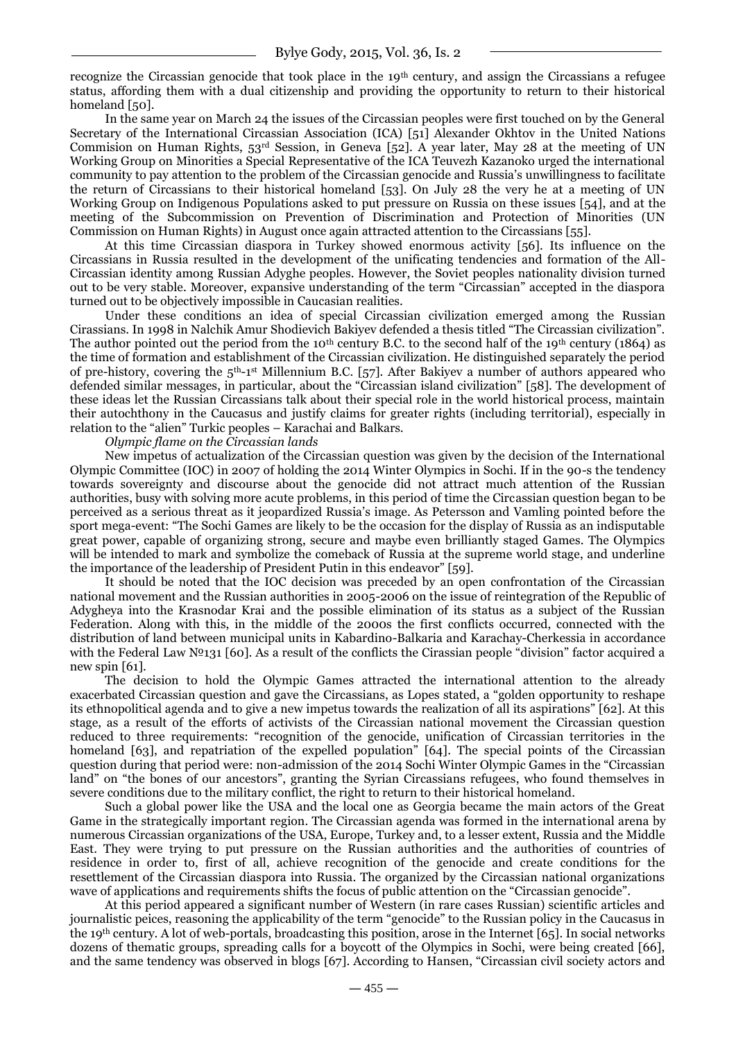recognize the Circassian genocide that took place in the 19th century, and assign the Circassians a refugee status, affording them with a dual citizenship and providing the opportunity to return to their historical homeland [50].

In the same year on March 24 the issues of the Circassian peoples were first touched on by the General Secretary of the International Circassian Association (ICA) [51] Alexander Okhtov in the United Nations Commision on Human Rights, 53rd Session, in Geneva [52]. A year later, May 28 at the meeting of UN Working Group on Minorities a Special Representative of the ICA Teuvezh Kazanoko urged the international community to pay attention to the problem of the Circassian genocide and Russia's unwillingness to facilitate the return of Circassians to their historical homeland [53]. On July 28 the very he at a meeting of UN Working Group on Indigenous Populations asked to put pressure on Russia on these issues [54], and at the meeting of the Subcommission on Prevention of Discrimination and Protection of Minorities (UN Commission on Human Rights) in August once again attracted attention to the Circassians [55].

At this time Circassian diaspora in Turkey showed enormous activity [56]. Its influence on the Circassians in Russia resulted in the development of the unificating tendencies and formation of the All-Circassian identity among Russian Adyghe peoples. However, the Soviet peoples nationality division turned out to be very stable. Moreover, expansive understanding of the term "Circassian" accepted in the diaspora turned out to be objectively impossible in Caucasian realities.

Under these conditions an idea of special Circassian civilization emerged among the Russian Cirassians. In 1998 in Nalchik Amur Shodievich Bakiyev defended a thesis titled "The Circassian civilization". The author pointed out the period from the 10th century B.C. to the second half of the 19th century (1864) as the time of formation and establishment of the Circassian civilization. He distinguished separately the period of pre-history, covering the 5th-1st Millennium B.C. [57]. After Bakiyev a number of authors appeared who defended similar messages, in particular, about the "Circassian island civilization" [58]. The development of these ideas let the Russian Circassians talk about their special role in the world historical process, maintain their autochthony in the Caucasus and justify claims for greater rights (including territorial), especially in relation to the "alien" Turkic peoples – Karachai and Balkars.

*Olympic flame on the Circassian lands*

New impetus of actualization of the Circassian question was given by the decision of the International Olympic Committee (IOC) in 2007 of holding the 2014 Winter Olympics in Sochi. If in the 90-s the tendency towards sovereignty and discourse about the genocide did not attract much attention of the Russian authorities, busy with solving more acute problems, in this period of time the Circassian question began to be perceived as a serious threat as it jeopardized Russia's image. As Petersson and Vamling pointed before the sport mega-event: "The Sochi Games are likely to be the occasion for the display of Russia as an indisputable great power, capable of organizing strong, secure and maybe even brilliantly staged Games. The Olympics will be intended to mark and symbolize the comeback of Russia at the supreme world stage, and underline the importance of the leadership of President Putin in this endeavor" [59].

It should be noted that the IOC decision was preceded by an open confrontation of the Circassian national movement and the Russian authorities in 2005-2006 on the issue of reintegration of the Republic of Adygheya into the Krasnodar Krai and the possible elimination of its status as a subject of the Russian Federation. Along with this, in the middle of the 2000s the first conflicts occurred, connected with the distribution of land between municipal units in Kabardino-Balkaria and Karachay-Cherkessia in accordance with the Federal Law №131 [60]. As a result of the conflicts the Cirassian people "division" factor acquired a new spin [61].

The decision to hold the Olympic Games attracted the international attention to the already exacerbated Circassian question and gave the Circassians, as Lopes stated, a "golden opportunity to reshape its ethnopolitical agenda and to give a new impetus towards the realization of all its aspirations" [62]. At this stage, as a result of the efforts of activists of the Circassian national movement the Circassian question reduced to three requirements: "recognition of the genocide, unification of Circassian territories in the homeland [63], and repatriation of the expelled population" [64]. The special points of the Circassian question during that period were: non-admission of the 2014 Sochi Winter Olympic Games in the "Circassian land" on "the bones of our ancestors", granting the Syrian Circassians refugees, who found themselves in severe conditions due to the military conflict, the right to return to their historical homeland.

Such a global power like the USA and the local one as Georgia became the main actors of the Great Game in the strategically important region. The Circassian agenda was formed in the international arena by numerous Circassian organizations of the USA, Europe, Turkey and, to a lesser extent, Russia and the Middle East. They were trying to put pressure on the Russian authorities and the authorities of countries of residence in order to, first of all, achieve recognition of the genocide and create conditions for the resettlement of the Circassian diaspora into Russia. The organized by the Circassian national organizations wave of applications and requirements shifts the focus of public attention on the "Circassian genocide".

At this period appeared a significant number of Western (in rare cases Russian) scientific articles and journalistic peices, reasoning the applicability of the term "genocide" to the Russian policy in the Caucasus in the 19th century. A lot of web-portals, broadcasting this position, arose in the Internet [65]. In social networks dozens of thematic groups, spreading calls for a boycott of the Olympics in Sochi, were being created [66], and the same tendency was observed in blogs [67]. According to Hansen, "Circassian civil society actors and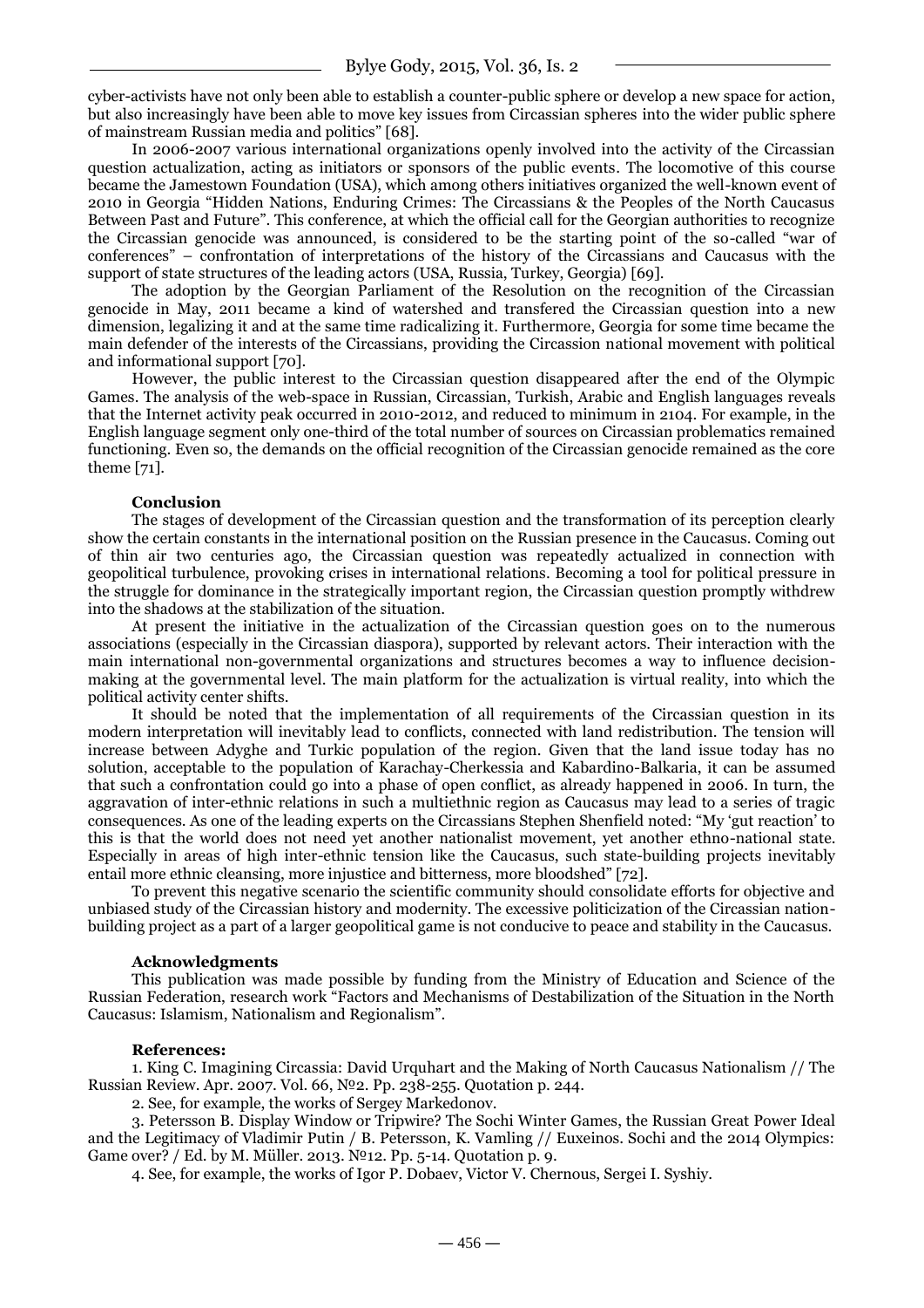cyber-activists have not only been able to establish a counter-public sphere or develop a new space for action, but also increasingly have been able to move key issues from Circassian spheres into the wider public sphere of mainstream Russian media and politics" [68].

In 2006-2007 various international organizations openly involved into the activity of the Circassian question actualization, acting as initiators or sponsors of the public events. The locomotive of this course became the Jamestown Foundation (USA), which among others initiatives organized the well-known event of 2010 in Georgia "Hidden Nations, Enduring Crimes: The Circassians & the Peoples of the North Caucasus Between Past and Future". This conference, at which the official call for the Georgian authorities to recognize the Circassian genocide was announced, is considered to be the starting point of the so-called "war of conferences" – confrontation of interpretations of the history of the Circassians and Caucasus with the support of state structures of the leading actors (USA, Russia, Turkey, Georgia) [69].

The adoption by the Georgian Parliament of the Resolution on the recognition of the Circassian genocide in May, 2011 became a kind of watershed and transfered the Circassian question into a new dimension, legalizing it and at the same time radicalizing it. Furthermore, Georgia for some time became the main defender of the interests of the Circassians, providing the Circasson national movement with political and informational support [70].

However, the public interest to the Circassian question disappeared after the end of the Olympic Games. The analysis of the web-space in Russian, Circassian, Turkish, Arabic and English languages reveals that the Internet activity peak occurred in 2010-2012, and reduced to minimum in 2104. For example, in the English language segment only one-third of the total number of sources on Circassian problematics remained functioning. Even so, the demands on the official recognition of the Circassian genocide remained as the core theme [71].

**Conclusion**

The stages of development of the Circassian question and the transformation of its perception clearly show the certain constants in the international position on the Russian presence in the Caucasus. Coming out of thin air two centuries ago, the Circassian question was repeatedly actualized in connection with geopolitical turbulence, provoking crises in international relations. Becoming a tool for political pressure in the struggle for dominance in the strategically important region, the Circassian question promptly withdrew into the shadows at the stabilization of the situation.

At present the initiative in the actualization of the Circassian question goes on to the numerous associations (especially in the Circassian diaspora), supported by relevant actors. Their interaction with the main international non-governmental organizations and structures becomes a way to influence decision-making at the governmental level. The main platform for the actualization is virtual reality, into which the political activity center shifts.

It should be noted that the implementation of all requirements of the Circassian question in its modern interpretation will inevitably lead to conflicts, connected with land redistribution. The tension will increase between Adyghe and Turkic population of the region. Given that the land issue today has no solution, acceptable to the population of Karachay-Cherkessia and Kabardino-Balkaria, it can be assumed that such a confrontation could go into a phase of open conflict, as already happened in 2006. In turn, the aggravation of inter-ethnic relations in such a multiethnic region as Caucasus may lead to a series of tragic consequences. As one of the leading experts on the Circassians Stephen Shenfield noted: "My 'gut reaction' to this is that the world does not need yet another nationalist movement, yet another ethno-national state. Especially in areas of high inter-ethnic tension like the Caucasus, such state-building projects inevitably entail more ethnic cleansing, more injustice and bitterness, more bloodshed" [72].

To prevent this negative scenario the scientific community should consolidate efforts for objective and unbiased study of the Circassian history and modernity. The excessive politicization of the Circassian nation-building project as a part of a larger geopolitical game is not conducive to peace and stability in the Caucasus.

**Acknowledgments**

This publication was made possible by funding from the Ministry of Education and Science of the Russian Federation, research work "Factors and Mechanisms of Destabilization of the Situation in the North Caucasus: Islamism, Nationalism and Regionalism".

**References:**

1. King C. Imagining Circassia: David Urquhart and the Making of North Caucasus Nationalism // The Russian Review. Apr. 2007. Vol. 66, №2. Pp. 238-255. Quotation p. 244.

2. See, for example, the works of Sergey Markedonov.

3. Petersson B. Display Window or Tripwire? The Sochi Winter Games, the Russian Great Power Ideal and the Legitimacy of Vladimir Putin / B. Petersson, K. Vamling // Euxeinos. Sochi and the 2014 Olympics: Game over? / Ed. by M. Müller. 2013. №12. Pp. 5-14. Quotation p. 9.

4. See, for example, the works of Igor P. Dobaev, Victor V. Chernous, Sergei I. Syshiy.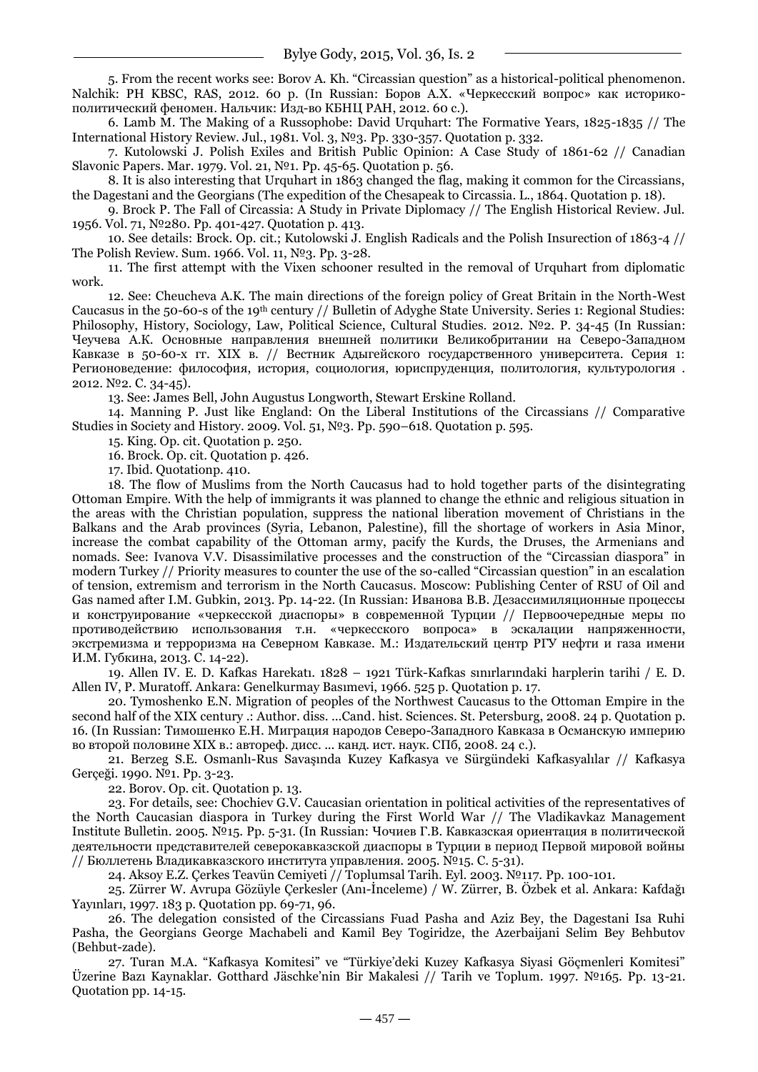5. From the recent works see: Borov A. Kh. "Circassian question" as a historical-political phenomenon. Nalchik: PH KBSC, RAS, 2012. 60 p. (In Russian: Боров А.Х. «Черкесский вопрос» как историко-политический феномен. Нальчик: Изд-во КБНЦ РАН, 2012. 60 с.).

6. Lamb M. The Making of a Russophobe: David Urquhart: The Formative Years, 1825-1835 // The International History Review. Jul., 1981. Vol. 3, №3. Pp. 330-357. Quotation p. 332.

7. Kutolowski J. Polish Exiles and British Public Opinion: A Case Study of 1861-62 // Canadian Slavonic Papers. Mar. 1979. Vol. 21, №1. Pp. 45-65. Quotation p. 56.

8. It is also interesting that Urquhart in 1863 changed the flag, making it common for the Circassians, the Dagestani and the Georgians (The expedition of the Chesapeak to Circassia. L., 1864. Quotation p. 18).

9. Brock P. The Fall of Circassia: A Study in Private Diplomacy // The English Historical Review. Jul. 1956. Vol. 71, №280. Pp. 401-427. Quotation p. 413.

10. See details: Brock. Op. cit.; Kutolowski J. English Radicals and the Polish Insurection of 1863-4 // The Polish Review. Sum. 1966. Vol. 11, №3. Pp. 3-28.

11. The first attempt with the Vixen schooner resulted in the removal of Urquhart from diplomatic work.

12. See: Cheucheva A.K. The main directions of the foreign policy of Great Britain in the North-West Caucasus in the 50-60-s of the 19th century // Bulletin of Adyghe State University. Series 1: Regional Studies: Philosophy, History, Sociology, Law, Political Science, Cultural Studies. 2012. №2. P. 34-45 (In Russian: Чеучева А.К. Основные направления внешней политики Великобритании на Северо-Западном Кавказе в 50-60-х гг. XIX в. // Вестник Адыгейского государственного университета. Серия 1: Регионоведение: философия, история, социология, юриспруденция, политология, культурология . 2012. №2. С. 34-45).

13. See: James Bell, John Augustus Longworth, Stewart Erskine Rolland.

14. Manning P. Just like England: On the Liberal Institutions of the Circassians // Comparative Studies in Society and History. 2009. Vol. 51, №3. Pp. 590–618. Quotation p. 595.

15. King. Op. cit. Quotation p. 250.

16. Brock. Op. cit. Quotation p. 426.

17. Ibid. Quotationp. 410.

18. The flow of Muslims from the North Caucasus had to hold together parts of the disintegrating Ottoman Empire. With the help of immigrants it was planned to change the ethnic and religious situation in the areas with the Christian population, suppress the national liberation movement of Christians in the Balkans and the Arab provinces (Syria, Lebanon, Palestine), fill the shortage of workers in Asia Minor, increase the combat capability of the Ottoman army, pacify the Kurds, the Druses, the Armenians and nomads. See: Ivanova V.V. Disassimilative processes and the construction of the "Circassian diaspora" in modern Turkey // Priority measures to counter the use of the so-called "Circassian question" in an escalation of tension, extremism and terrorism in the North Caucasus. Moscow: Publishing Center of RSU of Oil and Gas named after I.M. Gubkin, 2013. Pp. 14-22. (In Russian: Иванова В.В. Дезассимиляционные процессы и конструирование «черкесской диаспоры» в современной Турции // Первоочередные меры по противодействию использования т.н. «черкесского вопроса» в эскалации напряженности, экстремизма и терроризма на Северном Кавказе. М.: Издательский центр РГУ нефти и газа имени И.М. Губкина, 2013. С. 14-22).

19. Allen IV. E. D. Kafkas Harekatı. 1828 – 1921 Türk-Kafkas sınırlarındaki harplerin tarihi / E. D. Allen IV, P. Muratoff. Ankara: Genelkurmay Basımevi, 1966. 525 p. Quotation p. 17.

20. Tymoshenko E.N. Migration of peoples of the Northwest Caucasus to the Ottoman Empire in the second half of the XIX century .: Author. diss. ...Cand. hist. Sciences. St. Petersburg, 2008. 24 p. Quotation p. 16. (In Russian: Тимошенко Е.Н. Миграция народов Северо-Западного Кавказа в Османскую империю во второй половине XIX в.: автореф. дисс. ... канд. ист. наук. СПб, 2008. 24 с.).

21. Berzeg S.E. Osmanlı-Rus Savaşında Kuzey Kafkasya ve Sürgündeki Kafkasyalılar // Kafkasya Gerçeği. 1990. №1. Pp. 3-23.

22. Borov. Op. cit. Quotation p. 13.

23. For details, see: Chochiev G.V. Caucasian orientation in political activities of the representatives of the North Caucasian diaspora in Turkey during the First World War // The Vladikavkaz Management Institute Bulletin. 2005. №15. Pp. 5-31. (In Russian: Чочиев Г.В. Кавказская ориентация в политической деятельности представителей северокавказской диаспоры в Турции в период Первой мировой войны // Бюллетень Владикавказского института управления. 2005. №15. С. 5-31).

24. Aksoy E.Z. Çerkes Teavün Cemiyeti // Toplumsal Tarih. Eyl. 2003. №117. Pp. 100-101.

25. Zürrer W. Avrupa Gözüyle Çerkesler (Anı-İnceleme) / W. Zürrer, B. Özbek et al. Ankara: Kafdağı Yayınları, 1997. 183 p. Quotation pp. 69-71, 96.

26. The delegation consisted of the Circassians Fuad Pasha and Aziz Bey, the Dagestani Isa Ruhi Pasha, the Georgians George Machabeli and Kamil Bey Togiridze, the Azerbaijani Selim Bey Behbutov (Behbut-zade).

27. Turan M.A. "Kafkasya Komitesi" ve "Türkiye'deki Kuzey Kafkasya Siyasi Göçmenleri Komitesi" Üzerine Bazı Kaynaklar. Gotthard Jäschke'nin Bir Makalesi // Tarih ve Toplum. 1997. №165. Pp. 13-21. Quotation pp. 14-15.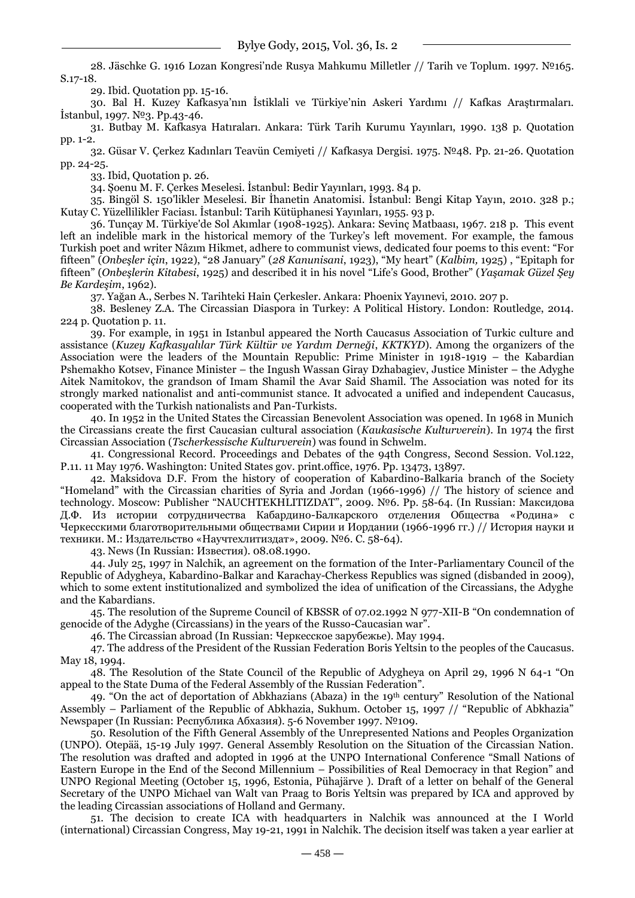28. Jäschke G. 1916 Lozan Kongresi'nde Rusya Mahkumu Milletler // Tarih ve Toplum. 1997. №165. S.17-18.

29. Ibid. Quotation pp. 15-16.

30. Bal H. Kuzey Kafkasya'nın İstiklali ve Türkiye'nin Askeri Yardımı // Kafkas Araştırmaları. İstanbul, 1997. №3. Pp.43-46.

31. Butbay M. Kafkasya Hatıraları. Ankara: Türk Tarih Kurumu Yayınları, 1990. 138 p. Quotation pp. 1-2.

32. Güsar V. Çerkez Kadınları Teavün Cemiyeti // Kafkasya Dergisi. 1975. №48. Pp. 21-26. Quotation pp. 24-25.

33. Ibid, Quotation p. 26.

34. Şoenu M. F. Çerkes Meselesi. İstanbul: Bedir Yayınları, 1993. 84 p.

35. Bingöl S. 150'likler Meselesi. Bir İhanetin Anatomisi. İstanbul: Bengi Kitap Yayın, 2010. 328 p.; Kutay C. Yüzellilikler Faciası. İstanbul: Tarih Kütüphanesi Yayınları, 1955. 93 p.

36. Tunçay M. Türkiye'de Sol Akımlar (1908-1925). Ankara: Sevinç Matbaası, 1967. 218 p. This event left an indelible mark in the historical memory of the Turkey's left movement. For example, the famous Turkish poet and writer Nâzım Hikmet, adhere to communist views, dedicated four poems to this event: "For fifteen" (*Onbeşler için*, 1922), "28 January" (*28 Kanunisani*, 1923), "My heart" (*Kalbim,* 1925) , "Epitaph for fifteen" (*Onbeşlerin Kitabesi*, 1925) and described it in his novel "Life's Good, Brother" (*Yaşamak Güzel Şey Be Kardeşim*, 1962).

37. Yağan A., Serbes N. Tarihteki Hain Çerkesler. Ankara: Phoenix Yayınevi, 2010. 207 p.

38. Besleney Z.A. The Circassian Diaspora in Turkey: A Political History. London: Routledge, 2014. 224 p. Quotation p. 11.

39. For example, in 1951 in Istanbul appeared the North Caucasus Association of Turkic culture and assistance (*Kuzey Kafkasyalılar Türk Kültür ve Yardım Derneği*, *KKTKYD*). Among the organizers of the Association were the leaders of the Mountain Republic: Prime Minister in 1918-1919 – the Kabardian Pshemakho Kotsev, Finance Minister – the Ingush Wassan Giray Dzhabagiev, Justice Minister – the Adyghe Aitek Namitokov, the grandson of Imam Shamil the Avar Said Shamil. The Association was noted for its strongly marked nationalist and anti-communist stance. It advocated a unified and independent Caucasus, cooperated with the Turkish nationalists and Pan-Turkists.

40. In 1952 in the United States the Circassian Benevolent Association was opened. In 1968 in Munich the Circassians create the first Caucasian cultural association (*Kaukasische Kulturverein*). In 1974 the first Circassian Association (*Tscherkessische Kulturverein*) was found in Schwelm.

41. Congressional Record. Proceedings and Debates of the 94th Congress, Second Session. Vol.122, P.11. 11 May 1976. Washington: United States gov. print.office, 1976. Pp. 13473, 13897.

42. Maksidova D.F. From the history of cooperation of Kabardino-Balkaria branch of the Society "Homeland" with the Circassian charities of Syria and Jordan (1966-1996) // The history of science and technology. Moscow: Publisher "NAUCHTEKHLITIZDAT", 2009. №6. Pp. 58-64. (In Russian: Максидова Д.Ф. Из истории сотрудничества Кабардино-Балкарского отделения Общества «Родина» с Черкесскими благотворительными обществами Сирии и Иордании (1966-1996 гг.) // История науки и техники. М.: Издательство «Научтехлитиздат», 2009. №6. С. 58-64).

43. News (In Russian: Известия). 08.08.1990.

44. July 25, 1997 in Nalchik, an agreement on the formation of the Inter-Parliamentary Council of the Republic of Adygheya, Kabardino-Balkar and Karachay-Cherkess Republics was signed (disbanded in 2009), which to some extent institutionalized and symbolized the idea of unification of the Circassians, the Adyghe and the Kabardians.

45. The resolution of the Supreme Council of KBSSR of 07.02.1992 N 977-XII-B "On condemnation of genocide of the Adyghe (Circassians) in the years of the Russo-Caucasian war".

46. The Circassian abroad (In Russian: Черкесское зарубежье). May 1994.

47. The address of the President of the Russian Federation Boris Yeltsin to the peoples of the Caucasus. May 18, 1994.

48. The Resolution of the State Council of the Republic of Adygheya on April 29, 1996 N 64-1 "On appeal to the State Duma of the Federal Assembly of the Russian Federation".

49. "On the act of deportation of Abkhazians (Abaza) in the 19th century" Resolution of the National Assembly – Parliament of the Republic of Abkhazia, Sukhum. October 15, 1997 // "Republic of Abkhazia" Newspaper (In Russian: Республика Абхазия). 5-6 November 1997. №109.

50. Resolution of the Fifth General Assembly of the Unrepresented Nations and Peoples Organization (UNPO). Otepää, 15-19 July 1997. General Assembly Resolution on the Situation of the Circassian Nation. The resolution was drafted and adopted in 1996 at the UNPO International Conference "Small Nations of Eastern Europe in the End of the Second Millennium – Possibilities of Real Democracy in that Region" and UNPO Regional Meeting (October 15, 1996, Estonia, Pühajärve ). Draft of a letter on behalf of the General Secretary of the UNPO Michael van Walt van Praag to Boris Yeltsin was prepared by ICA and approved by the leading Circassian associations of Holland and Germany.

51. The decision to create ICA with headquarters in Nalchik was announced at the I World (international) Circassian Congress, May 19-21, 1991 in Nalchik. The decision itself was taken a year earlier at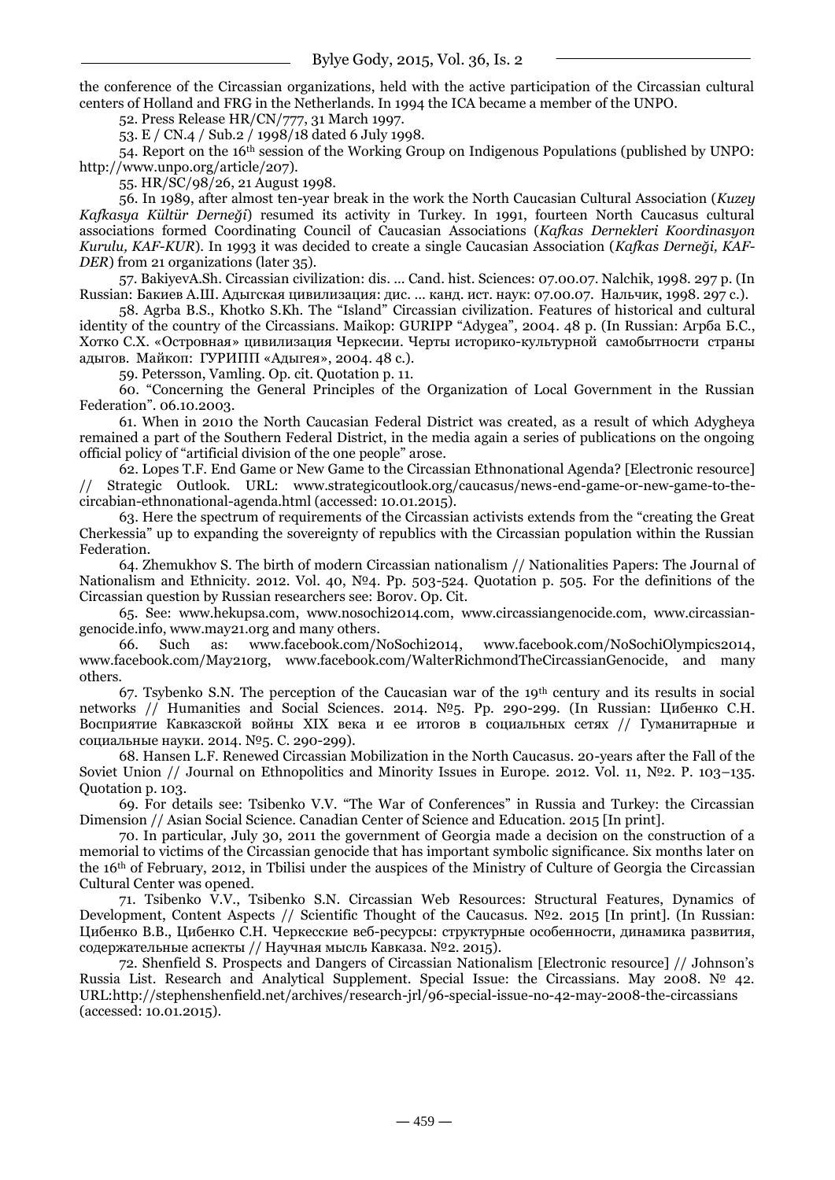the conference of the Circassian organizations, held with the active participation of the Circassian cultural centers of Holland and FRG in the Netherlands. In 1994 the ICA became a member of the UNPO.

52. Press Release HR/CN/777, 31 March 1997.

53. E / CN.4 / Sub.2 / 1998/18 dated 6 July 1998.

54. Report on the 16th session of the Working Group on Indigenous Populations (published by UNPO: http://www.unpo.org/article/207).

55. HR/SC/98/26, 21 August 1998.

56. In 1989, after almost ten-year break in the work the North Caucasian Cultural Association (*Kuzey Kafkasya Kültür Derneği*) resumed its activity in Turkey. In 1991, fourteen North Caucasus cultural associations formed Coordinating Council of Caucasian Associations (*Kafkas Dernekleri Koordinasyon Kurulu, KAF-KUR*). In 1993 it was decided to create a single Caucasian Association (*Kafkas Derneği, KAF-DER*) from 21 organizations (later 35).

57. BakiyevA.Sh. Circassian civilization: dis. ... Cand. hist. Sciences: 07.00.07. Nalchik, 1998. 297 p. (In Russian: Бакиев А.Ш. Адыгская цивилизация: дис. ... канд. ист. наук: 07.00.07. Нальчик, 1998. 297 с.).

58. Agrba B.S., Khotko S.Kh. The "Island" Circassian civilization. Features of historical and cultural identity of the country of the Circassians. Maikop: GURIPP "Adygea", 2004. 48 p. (In Russian: Агрба Б.С., Хотко С.Х. «Островная» цивилизация Черкесии. Черты историко-культурной самобытности страны адыгов. Майкоп: ГУРИПП «Адыгея», 2004. 48 с.).

59. Petersson, Vamling. Op. cit. Quotation p. 11.

60. "Concerning the General Principles of the Organization of Local Government in the Russian Federation". 06.10.2003.

61. When in 2010 the North Caucasian Federal District was created, as a result of which Adygheya remained a part of the Southern Federal District, in the media again a series of publications on the ongoing official policy of "artificial division of the one people" arose.

62. Lopes T.F. End Game or New Game to the Circassian Ethnonational Agenda? [Electronic resource] // Strategic Outlook. URL: www.strategicoutlook.org/caucasus/news-end-game-or-new-game-to-the-circabian-ethnonational-agenda.html (accessed: 10.01.2015).

63. Here the spectrum of requirements of the Circassian activists extends from the "creating the Great Cherkessia" up to expanding the sovereignty of republics with the Circassian population within the Russian Federation.

64. Zhemukhov S. The birth of modern Circassian nationalism // Nationalities Papers: The Journal of Nationalism and Ethnicity. 2012. Vol. 40, №4. Pp. 503-524. Quotation p. 505. For the definitions of the Circassian question by Russian researchers see: Borov. Op. Cit.

65. See: www.hekupsa.com, www.nosochi2014.com, www.circassiangenocide.com, www.circassian-genocide.info, www.may21.org and many others.

66. Such as: www.facebook.com/NoSochi2014, www.facebook.com/NoSochiOlympics2014, www.facebook.com/May21org, www.facebook.com/WalterRichmondTheCircassianGenocide, and many others.

67. Tsybenko S.N. The perception of the Caucasian war of the 19th century and its results in social networks // Humanities and Social Sciences. 2014. №5. Pp. 290-299. (In Russian: Цибенко С.Н. Восприятие Кавказской войны XIX века и ее итогов в социальных сетях // Гуманитарные и социальные науки. 2014. №5. С. 290-299).

68. Hansen L.F. Renewed Circassian Mobilization in the North Caucasus. 20-years after the Fall of the Soviet Union // Journal on Ethnopolitics and Minority Issues in Europe. 2012. Vol. 11, №2. P. 103–135. Quotation p. 103.

69. For details see: Tsibenko V.V. "The War of Conferences" in Russia and Turkey: the Circassian Dimension // Asian Social Science. Canadian Center of Science and Education. 2015 [In print].

70. In particular, July 30, 2011 the government of Georgia made a decision on the construction of a memorial to victims of the Circassian genocide that has important symbolic significance. Six months later on the 16th of February, 2012, in Tbilisi under the auspices of the Ministry of Culture of Georgia the Circassian Cultural Center was opened.

71. Tsibenko V.V., Tsibenko S.N. Circassian Web Resources: Structural Features, Dynamics of Development, Content Aspects // Scientific Thought of the Caucasus. №2. 2015 [In print]. (In Russian: Цибенко В.В., Цибенко С.Н. Черкесские веб-ресурсы: структурные особенности, динамика развития, содержательные аспекты // Научная мысль Кавказа. №2. 2015).

72. Shenfield S. Prospects and Dangers of Circassian Nationalism [Electronic resource] // Johnson's Russia List. Research and Analytical Supplement. Special Issue: the Circassians. May 2008. № 42. URL:http://stephenshenfield.net/archives/research-jrl/96-special-issue-no-42-may-2008-the-circassians (accessed: 10.01.2015).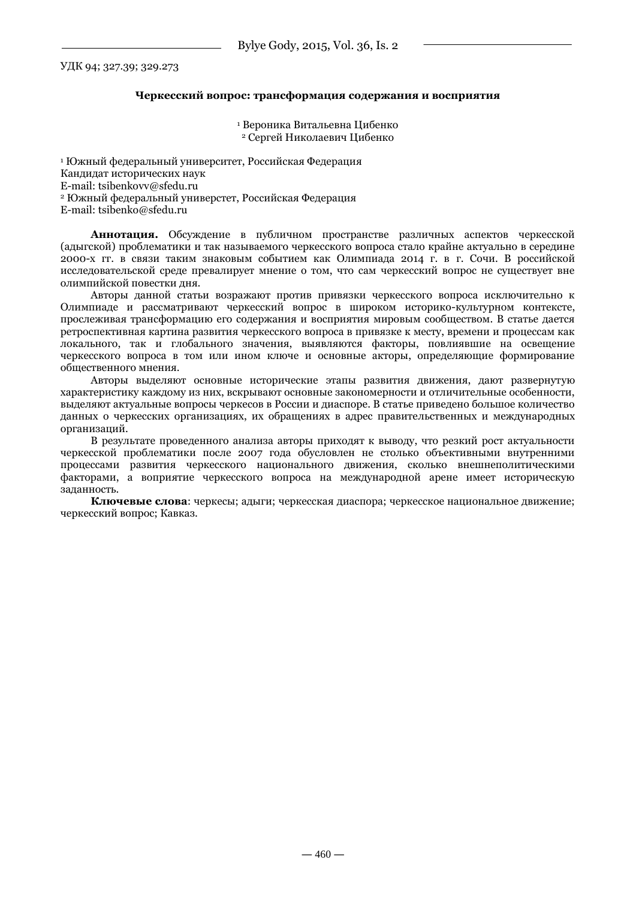УДК 94; 327.39; 329.273

**Черкесский вопрос: трансформация содержания и восприятия**

[1] Вероника Витальевна Цибенко
[2] Сергей Николаевич Цибенко

[1] Южный федеральный университет, Российская Федерация
Кандидат исторических наук
E-mail: tsibenkovv@sfedu.ru
[2] Южный федеральный универстет, Российская Федерация
E-mail: tsibenko@sfedu.ru

**Аннотация.** Обсуждение в публичном пространстве различных аспектов черкесской (адыгской) проблематики и так называемого черкесского вопроса стало крайне актуально в середине 2000-х гг. в связи таким знаковым событием как Олимпиада 2014 г. в г. Сочи. В российской исследовательской среде превалирует мнение о том, что сам черкесский вопрос не существует вне олимпийской повестки дня.

Авторы данной статьи возражают против привязки черкесского вопроса исключительно к Олимпиаде и рассматривают черкесский вопрос в широком историко-культурном контексте, прослеживая трансформацию его содержания и восприятия мировым сообществом. В статье дается ретроспективная картина развития черкесского вопроса в привязке к месту, времени и процессам как локального, так и глобального значения, выявляются факторы, повлиявшие на освещение черкесского вопроса в том или ином ключе и основные акторы, определяющие формирование общественного мнения.

Авторы выделяют основные исторические этапы развития движения, дают развернутую характеристику каждому из них, вскрывают основные закономерности и отличительные особенности, выделяют актуальные вопросы черкесов в России и диаспоре. В статье приведено большое количество данных о черкесских организациях, их обращениях в адрес правительственных и международных организаций.

В результате проведенного анализа авторы приходят к выводу, что резкий рост актуальности черкесской проблематики после 2007 года обусловлен не столько объективными внутренними процессами развития черкесского национального движения, сколько внешнеполитическими факторами, а воприятие черкесского вопроса на международной арене имеет историческую заданность.

**Ключевые слова**: черкесы; адыги; черкесская диаспора; черкесское национальное движение; черкесский вопрос; Кавказ.